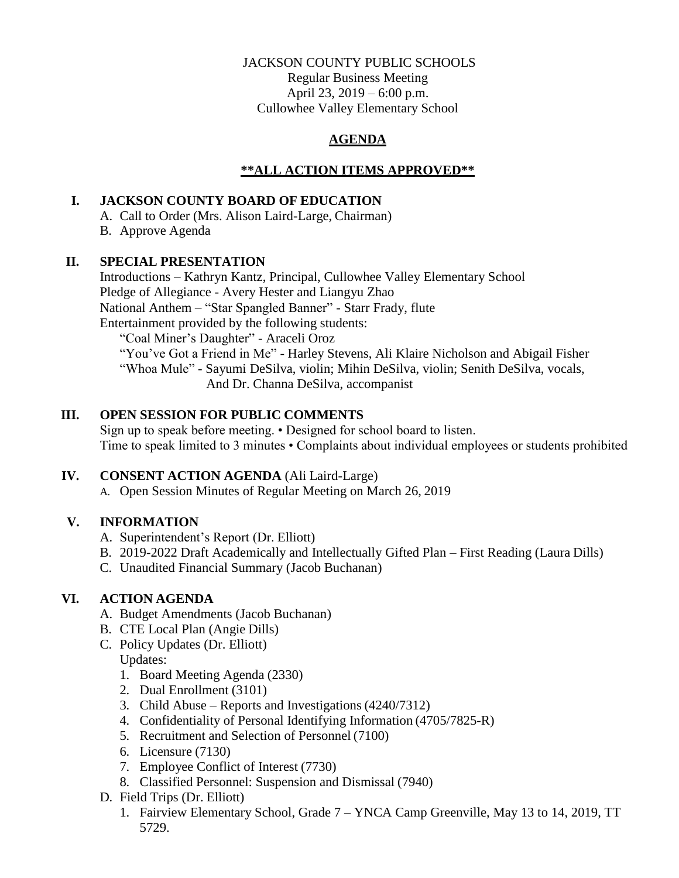JACKSON COUNTY PUBLIC SCHOOLS
Regular Business Meeting
April 23, 2019 – 6:00 p.m.
Cullowhee Valley Elementary School

# AGENDA

## **\*\*ALL ACTION ITEMS APPROVED\*\***

## I. JACKSON COUNTY BOARD OF EDUCATION

A. Call to Order (Mrs. Alison Laird-Large, Chairman)
B. Approve Agenda

## II. SPECIAL PRESENTATION

Introductions – Kathryn Kantz, Principal, Cullowhee Valley Elementary School
Pledge of Allegiance - Avery Hester and Liangyu Zhao
National Anthem – "Star Spangled Banner" - Starr Frady, flute
Entertainment provided by the following students:
"Coal Miner's Daughter" - Araceli Oroz
"You've Got a Friend in Me" - Harley Stevens, Ali Klaire Nicholson and Abigail Fisher
"Whoa Mule" - Sayumi DeSilva, violin; Mihin DeSilva, violin; Senith DeSilva, vocals, And Dr. Channa DeSilva, accompanist

## III. OPEN SESSION FOR PUBLIC COMMENTS

Sign up to speak before meeting. • Designed for school board to listen.
Time to speak limited to 3 minutes • Complaints about individual employees or students prohibited

## IV. CONSENT ACTION AGENDA (Ali Laird-Large)

A. Open Session Minutes of Regular Meeting on March 26, 2019

## V. INFORMATION

A. Superintendent's Report (Dr. Elliott)
B. 2019-2022 Draft Academically and Intellectually Gifted Plan – First Reading (Laura Dills)
C. Unaudited Financial Summary (Jacob Buchanan)

## VI. ACTION AGENDA

A. Budget Amendments (Jacob Buchanan)
B. CTE Local Plan (Angie Dills)
C. Policy Updates (Dr. Elliott)
   Updates:
   1. Board Meeting Agenda (2330)
   2. Dual Enrollment (3101)
   3. Child Abuse – Reports and Investigations (4240/7312)
   4. Confidentiality of Personal Identifying Information (4705/7825-R)
   5. Recruitment and Selection of Personnel (7100)
   6. Licensure (7130)
   7. Employee Conflict of Interest (7730)
   8. Classified Personnel: Suspension and Dismissal (7940)
D. Field Trips (Dr. Elliott)
   1. Fairview Elementary School, Grade 7 – YNCA Camp Greenville, May 13 to 14, 2019, TT 5729.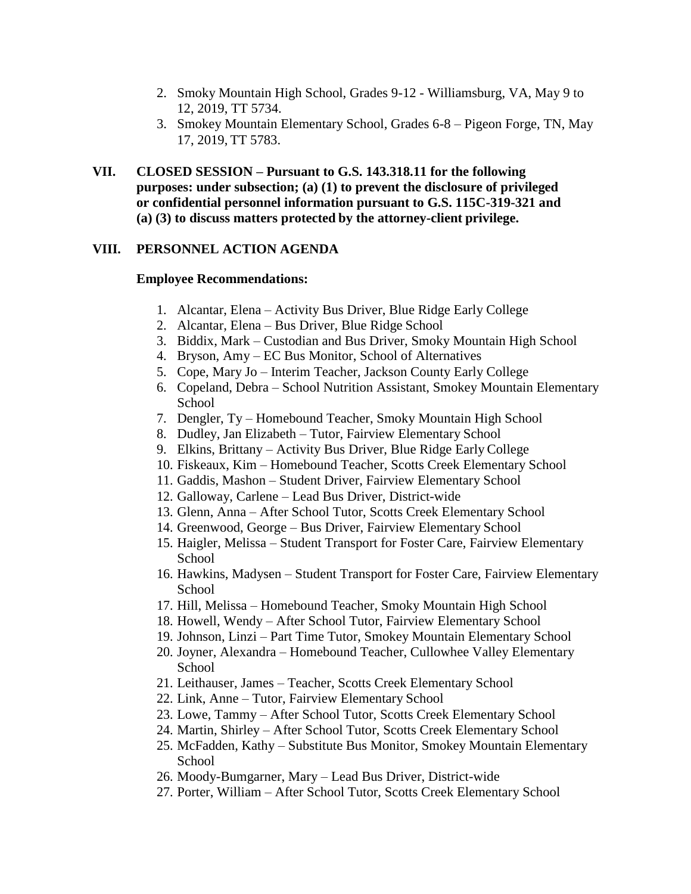2. Smoky Mountain High School, Grades 9-12 - Williamsburg, VA, May 9 to 12, 2019, TT 5734.
3. Smokey Mountain Elementary School, Grades 6-8 – Pigeon Forge, TN, May 17, 2019, TT 5783.

## VII. CLOSED SESSION – Pursuant to G.S. 143.318.11 for the following purposes: under subsection; (a) (1) to prevent the disclosure of privileged or confidential personnel information pursuant to G.S. 115C-319-321 and (a) (3) to discuss matters protected by the attorney-client privilege.

## VIII. PERSONNEL ACTION AGENDA

**Employee Recommendations:**

1. Alcantar, Elena – Activity Bus Driver, Blue Ridge Early College
2. Alcantar, Elena – Bus Driver, Blue Ridge School
3. Biddix, Mark – Custodian and Bus Driver, Smoky Mountain High School
4. Bryson, Amy – EC Bus Monitor, School of Alternatives
5. Cope, Mary Jo – Interim Teacher, Jackson County Early College
6. Copeland, Debra – School Nutrition Assistant, Smokey Mountain Elementary School
7. Dengler, Ty – Homebound Teacher, Smoky Mountain High School
8. Dudley, Jan Elizabeth – Tutor, Fairview Elementary School
9. Elkins, Brittany – Activity Bus Driver, Blue Ridge Early College
10. Fiskeaux, Kim – Homebound Teacher, Scotts Creek Elementary School
11. Gaddis, Mashon – Student Driver, Fairview Elementary School
12. Galloway, Carlene – Lead Bus Driver, District-wide
13. Glenn, Anna – After School Tutor, Scotts Creek Elementary School
14. Greenwood, George – Bus Driver, Fairview Elementary School
15. Haigler, Melissa – Student Transport for Foster Care, Fairview Elementary School
16. Hawkins, Madysen – Student Transport for Foster Care, Fairview Elementary School
17. Hill, Melissa – Homebound Teacher, Smoky Mountain High School
18. Howell, Wendy – After School Tutor, Fairview Elementary School
19. Johnson, Linzi – Part Time Tutor, Smokey Mountain Elementary School
20. Joyner, Alexandra – Homebound Teacher, Cullowhee Valley Elementary School
21. Leithauser, James – Teacher, Scotts Creek Elementary School
22. Link, Anne – Tutor, Fairview Elementary School
23. Lowe, Tammy – After School Tutor, Scotts Creek Elementary School
24. Martin, Shirley – After School Tutor, Scotts Creek Elementary School
25. McFadden, Kathy – Substitute Bus Monitor, Smokey Mountain Elementary School
26. Moody-Bumgarner, Mary – Lead Bus Driver, District-wide
27. Porter, William – After School Tutor, Scotts Creek Elementary School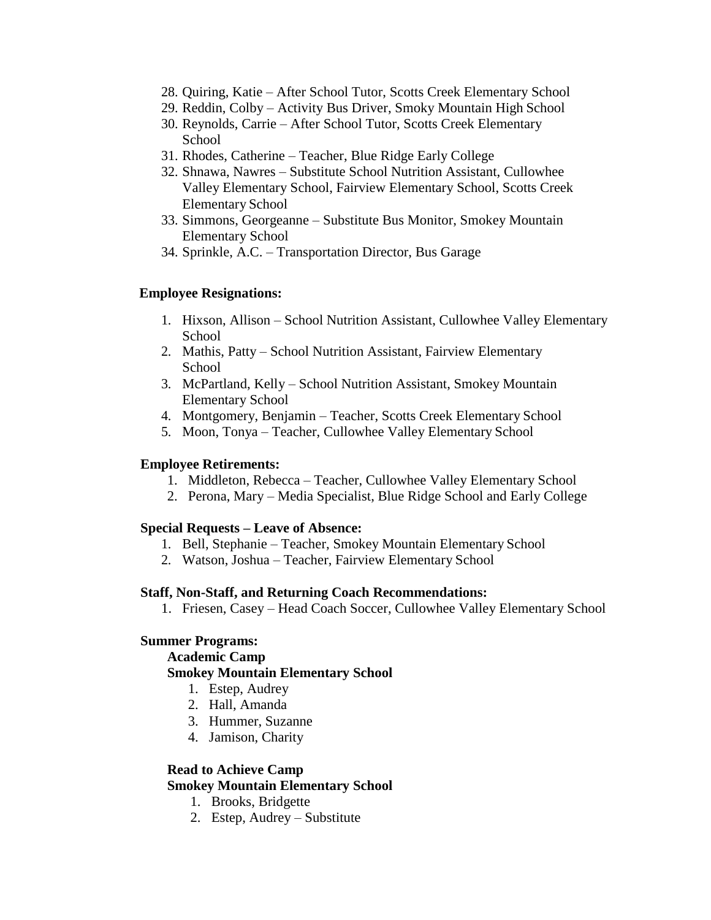28. Quiring, Katie – After School Tutor, Scotts Creek Elementary School
29. Reddin, Colby – Activity Bus Driver, Smoky Mountain High School
30. Reynolds, Carrie – After School Tutor, Scotts Creek Elementary School
31. Rhodes, Catherine – Teacher, Blue Ridge Early College
32. Shnawa, Nawres – Substitute School Nutrition Assistant, Cullowhee Valley Elementary School, Fairview Elementary School, Scotts Creek Elementary School
33. Simmons, Georgeanne – Substitute Bus Monitor, Smokey Mountain Elementary School
34. Sprinkle, A.C. – Transportation Director, Bus Garage

**Employee Resignations:**

1. Hixson, Allison – School Nutrition Assistant, Cullowhee Valley Elementary School
2. Mathis, Patty – School Nutrition Assistant, Fairview Elementary School
3. McPartland, Kelly – School Nutrition Assistant, Smokey Mountain Elementary School
4. Montgomery, Benjamin – Teacher, Scotts Creek Elementary School
5. Moon, Tonya – Teacher, Cullowhee Valley Elementary School

**Employee Retirements:**

1. Middleton, Rebecca – Teacher, Cullowhee Valley Elementary School
2. Perona, Mary – Media Specialist, Blue Ridge School and Early College

**Special Requests – Leave of Absence:**

1. Bell, Stephanie – Teacher, Smokey Mountain Elementary School
2. Watson, Joshua – Teacher, Fairview Elementary School

**Staff, Non-Staff, and Returning Coach Recommendations:**

1. Friesen, Casey – Head Coach Soccer, Cullowhee Valley Elementary School

**Summer Programs:**

**Academic Camp**
**Smokey Mountain Elementary School**

1. Estep, Audrey
2. Hall, Amanda
3. Hummer, Suzanne
4. Jamison, Charity

**Read to Achieve Camp**
**Smokey Mountain Elementary School**

1. Brooks, Bridgette
2. Estep, Audrey – Substitute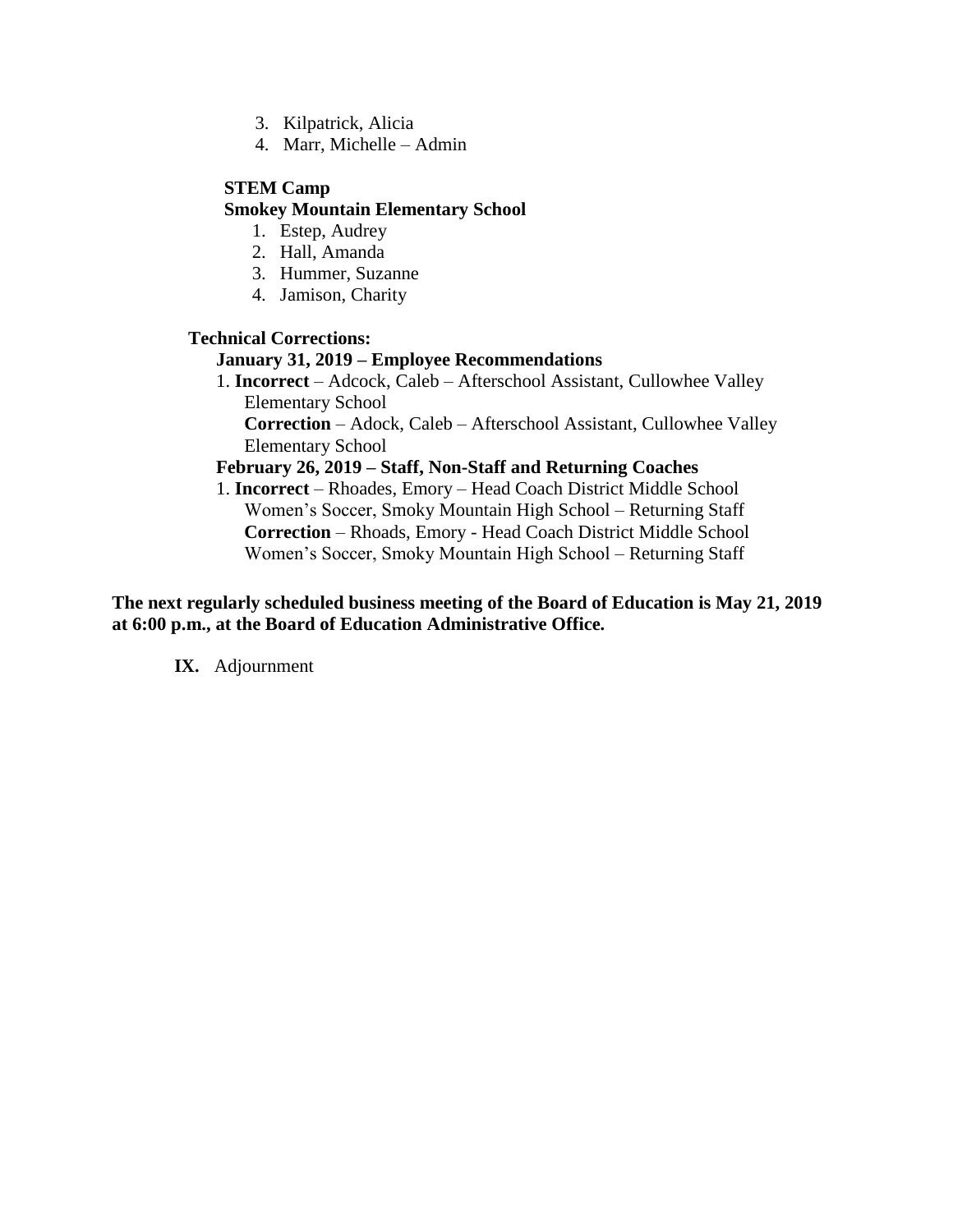3. Kilpatrick, Alicia
4. Marr, Michelle – Admin

**STEM Camp**
**Smokey Mountain Elementary School**

1. Estep, Audrey
2. Hall, Amanda
3. Hummer, Suzanne
4. Jamison, Charity

**Technical Corrections:**

**January 31, 2019 – Employee Recommendations**

1. **Incorrect** – Adcock, Caleb – Afterschool Assistant, Cullowhee Valley Elementary School
   **Correction** – Adock, Caleb – Afterschool Assistant, Cullowhee Valley Elementary School

**February 26, 2019 – Staff, Non-Staff and Returning Coaches**

1. **Incorrect** – Rhoades, Emory – Head Coach District Middle School Women's Soccer, Smoky Mountain High School – Returning Staff
   **Correction** – Rhoads, Emory - Head Coach District Middle School Women's Soccer, Smoky Mountain High School – Returning Staff

**The next regularly scheduled business meeting of the Board of Education is May 21, 2019 at 6:00 p.m., at the Board of Education Administrative Office.**

**IX.** Adjournment